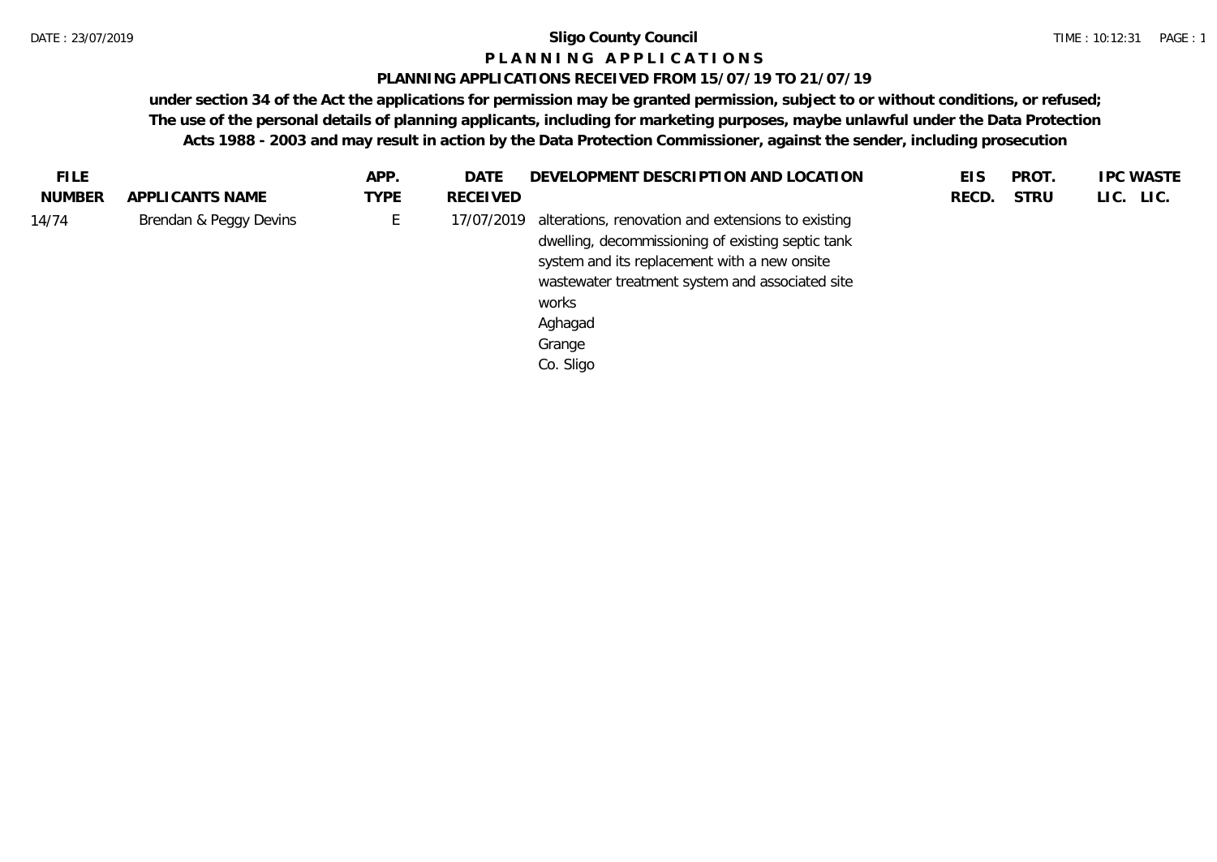# Sligo County Council

## P L A N N I N G   A P P L I C A T I O N S

### PLANNING APPLICATIONS RECEIVED FROM 15/07/19 TO 21/07/19

**under section 34 of the Act the applications for permission may be granted permission, subject to or without conditions, or refused; The use of the personal details of planning applicants, including for marketing purposes, maybe unlawful under the Data Protection Acts 1988 - 2003 and may result in action by the Data Protection Commissioner, against the sender, including prosecution**

| FILE NUMBER | APPLICANTS NAME | APP. TYPE | DATE RECEIVED | DEVELOPMENT DESCRIPTION AND LOCATION | EIS RECD. | PROT. STRU | IPC LIC. | WASTE LIC. |
|---|---|---|---|---|---|---|---|---|
| 14/74 | Brendan & Peggy Devins | E | 17/07/2019 | alterations, renovation and extensions to existing dwelling, decommissioning of existing septic tank system and its replacement with a new onsite wastewater treatment system and associated site works<br>Aghagad<br>Grange<br>Co. Sligo | | | | |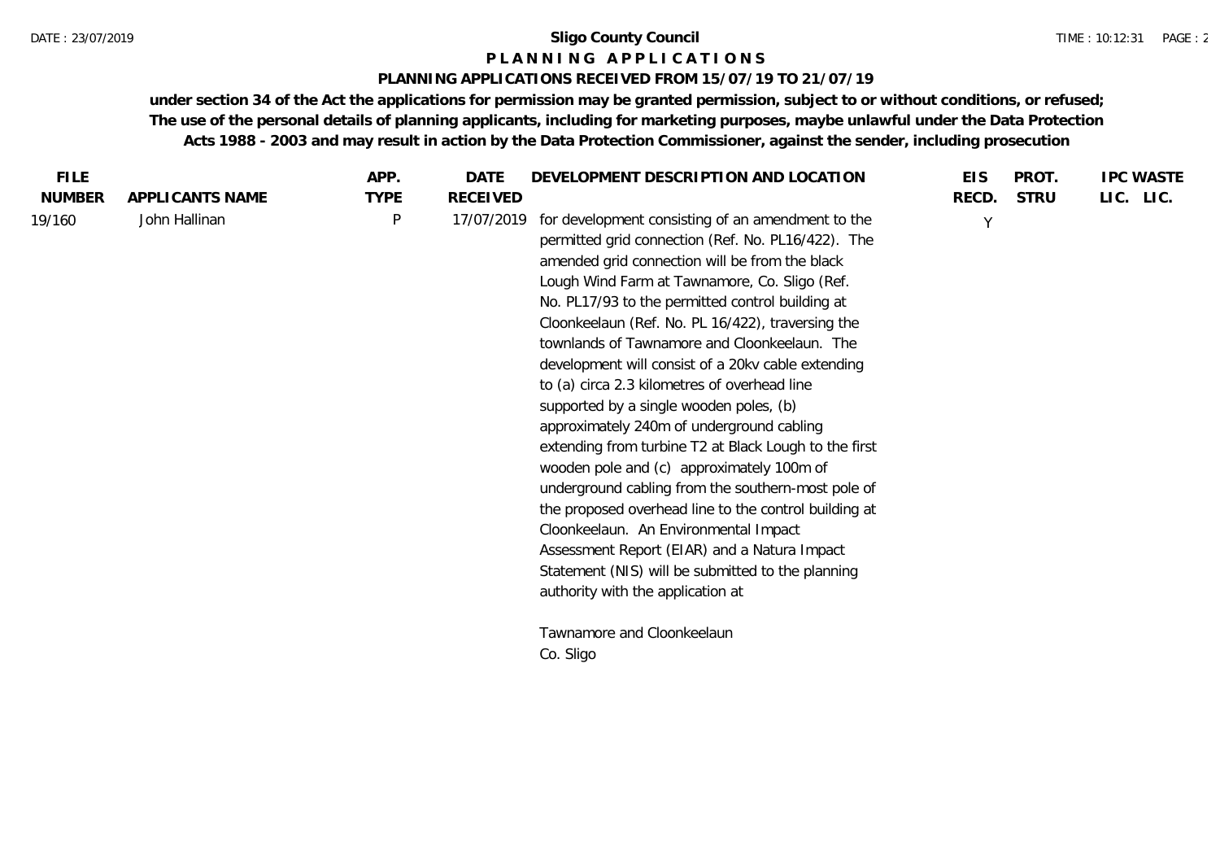# Sligo County Council

## PLANNING APPLICATIONS

### PLANNING APPLICATIONS RECEIVED FROM 15/07/19 TO 21/07/19

**under section 34 of the Act the applications for permission may be granted permission, subject to or without conditions, or refused; The use of the personal details of planning applicants, including for marketing purposes, maybe unlawful under the Data Protection Acts 1988 - 2003 and may result in action by the Data Protection Commissioner, against the sender, including prosecution**

| FILE NUMBER | APPLICANTS NAME | APP. TYPE | DATE RECEIVED | DEVELOPMENT DESCRIPTION AND LOCATION | EIS RECD. | PROT. STRU | IPC LIC. | WASTE LIC. |
|---|---|---|---|---|---|---|---|---|
| 19/160 | John Hallinan | P | 17/07/2019 | for development consisting of an amendment to the permitted grid connection (Ref. No. PL16/422). The amended grid connection will be from the black Lough Wind Farm at Tawnamore, Co. Sligo (Ref. No. PL17/93 to the permitted control building at Cloonkeelaun (Ref. No. PL 16/422), traversing the townlands of Tawnamore and Cloonkeelaun. The development will consist of a 20kv cable extending to (a) circa 2.3 kilometres of overhead line supported by a single wooden poles, (b) approximately 240m of underground cabling extending from turbine T2 at Black Lough to the first wooden pole and (c) approximately 100m of underground cabling from the southern-most pole of the proposed overhead line to the control building at Cloonkeelaun. An Environmental Impact Assessment Report (EIAR) and a Natura Impact Statement (NIS) will be submitted to the planning authority with the application at<br><br>Tawnamore and Cloonkeelaun<br>Co. Sligo | Y | | | |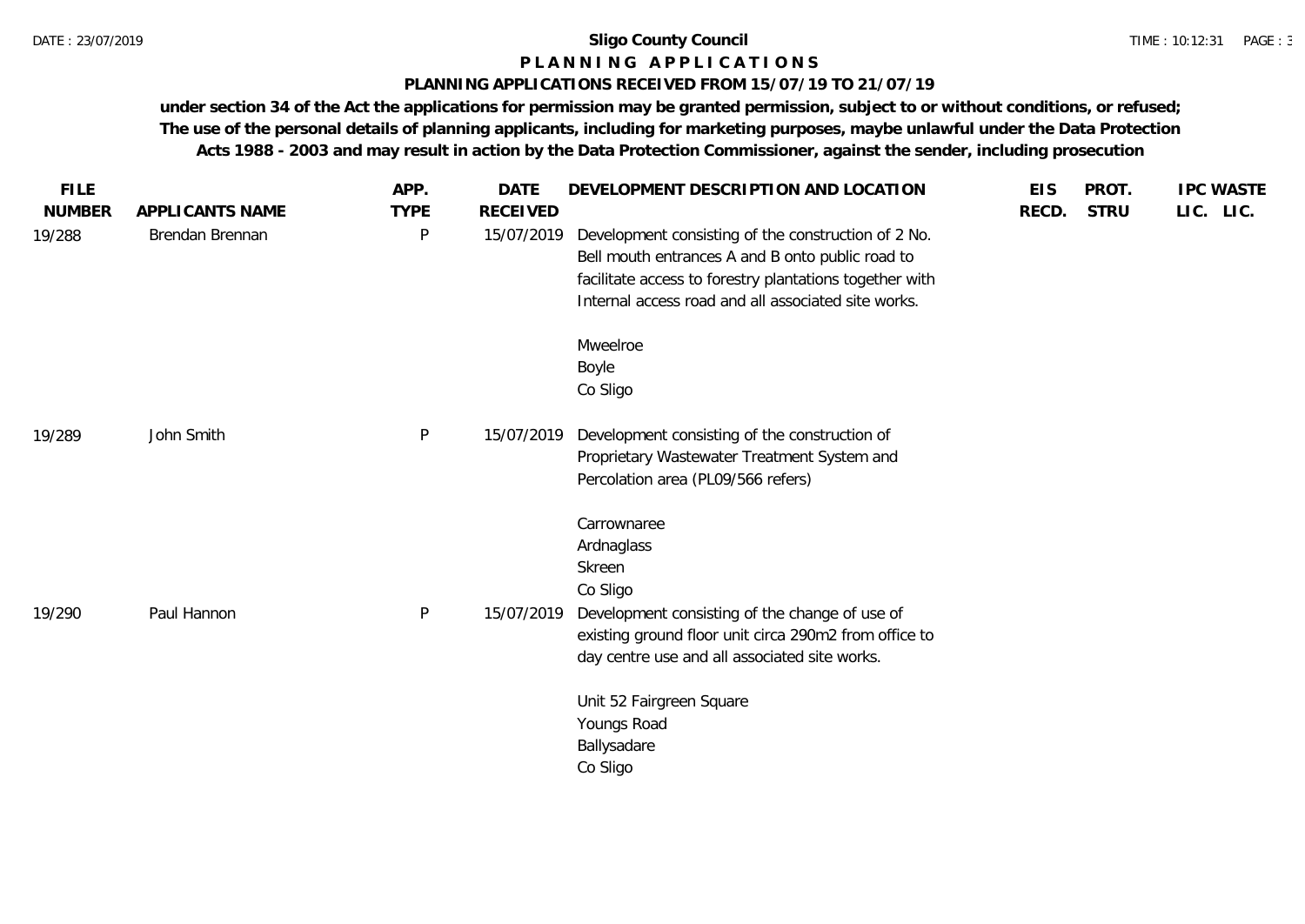**Sligo County Council**

**P L A N N I N G   A P P L I C A T I O N S**

**PLANNING APPLICATIONS RECEIVED FROM 15/07/19 TO 21/07/19**

**under section 34 of the Act the applications for permission may be granted permission, subject to or without conditions, or refused; The use of the personal details of planning applicants, including for marketing purposes, maybe unlawful under the Data Protection Acts 1988 - 2003 and may result in action by the Data Protection Commissioner, against the sender, including prosecution**

| FILE NUMBER | APPLICANTS NAME | APP. TYPE | DATE RECEIVED | DEVELOPMENT DESCRIPTION AND LOCATION | EIS RECD. | PROT. STRU | IPC LIC. | WASTE LIC. |
|---|---|---|---|---|---|---|---|---|
| 19/288 | Brendan Brennan | P | 15/07/2019 | Development consisting of the construction of 2 No. Bell mouth entrances A and B onto public road to facilitate access to forestry plantations together with Internal access road and all associated site works.<br><br>Mweelroe<br>Boyle<br>Co Sligo | | | | |
| 19/289 | John Smith | P | 15/07/2019 | Development consisting of the construction of Proprietary Wastewater Treatment System and Percolation area (PL09/566 refers)<br><br>Carrownaree<br>Ardnaglass<br>Skreen<br>Co Sligo | | | | |
| 19/290 | Paul Hannon | P | 15/07/2019 | Development consisting of the change of use of existing ground floor unit circa 290m2 from office to day centre use and all associated site works.<br><br>Unit 52 Fairgreen Square<br>Youngs Road<br>Ballysadare<br>Co Sligo | | | | |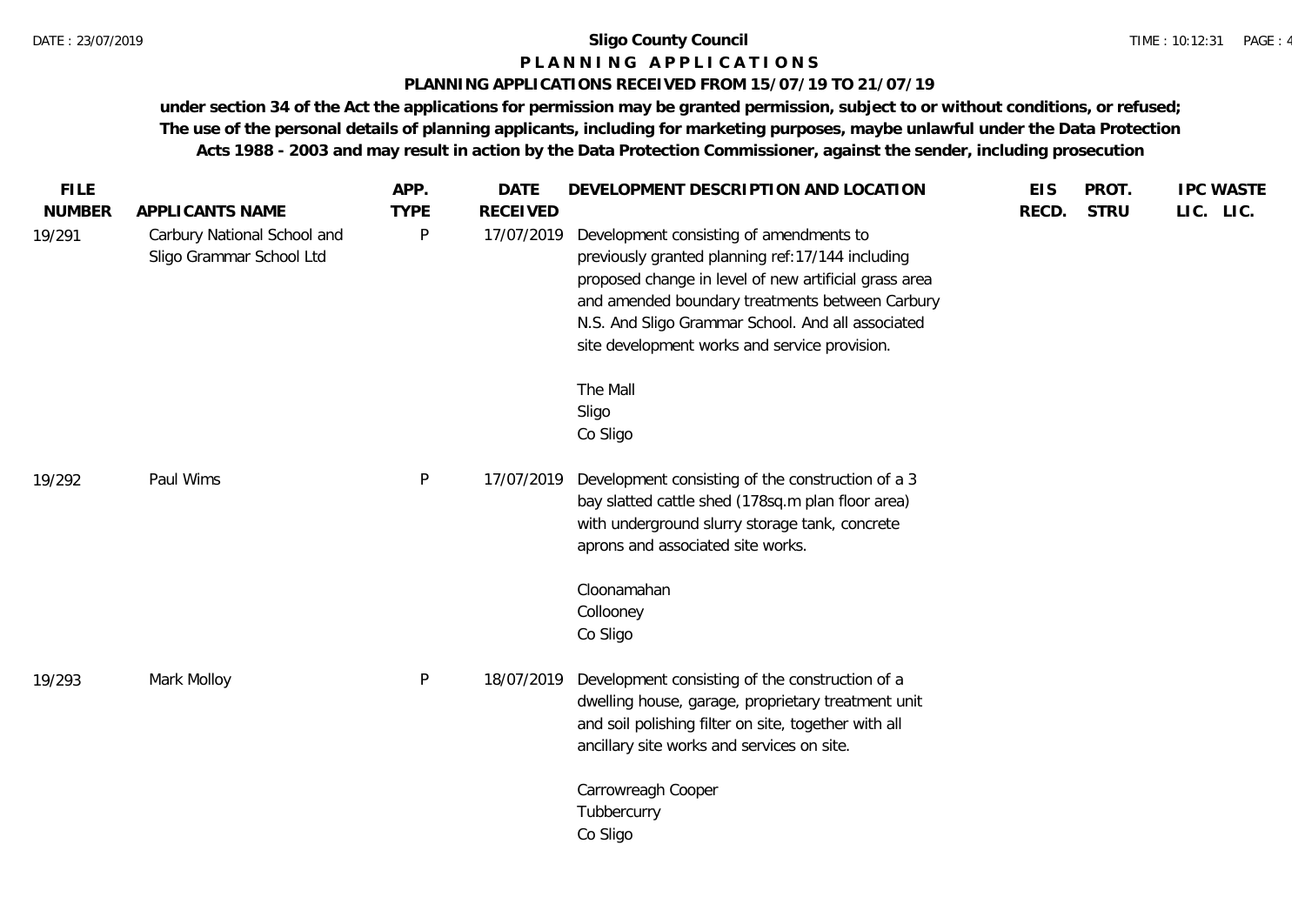**Sligo County Council**

**P L A N N I N G   A P P L I C A T I O N S**

**PLANNING APPLICATIONS RECEIVED FROM 15/07/19 TO 21/07/19**

**under section 34 of the Act the applications for permission may be granted permission, subject to or without conditions, or refused; The use of the personal details of planning applicants, including for marketing purposes, maybe unlawful under the Data Protection Acts 1988 - 2003 and may result in action by the Data Protection Commissioner, against the sender, including prosecution**

| FILE NUMBER | APPLICANTS NAME | APP. TYPE | DATE RECEIVED | DEVELOPMENT DESCRIPTION AND LOCATION | EIS RECD. | PROT. STRU | IPC LIC. | WASTE LIC. |
|---|---|---|---|---|---|---|---|---|
| 19/291 | Carbury National School and Sligo Grammar School Ltd | P | 17/07/2019 | Development consisting of amendments to previously granted planning ref:17/144 including proposed change in level of new artificial grass area and amended boundary treatments between Carbury N.S. And Sligo Grammar School. And all associated site development works and service provision.<br><br>The Mall<br>Sligo<br>Co Sligo | | | | |
| 19/292 | Paul Wims | P | 17/07/2019 | Development consisting of the construction of a 3 bay slatted cattle shed (178sq.m plan floor area) with underground slurry storage tank, concrete aprons and associated site works.<br><br>Cloonamahan<br>Collooney<br>Co Sligo | | | | |
| 19/293 | Mark Molloy | P | 18/07/2019 | Development consisting of the construction of a dwelling house, garage, proprietary treatment unit and soil polishing filter on site, together with all ancillary site works and services on site.<br><br>Carrowreagh Cooper<br>Tubbercurry<br>Co Sligo | | | | |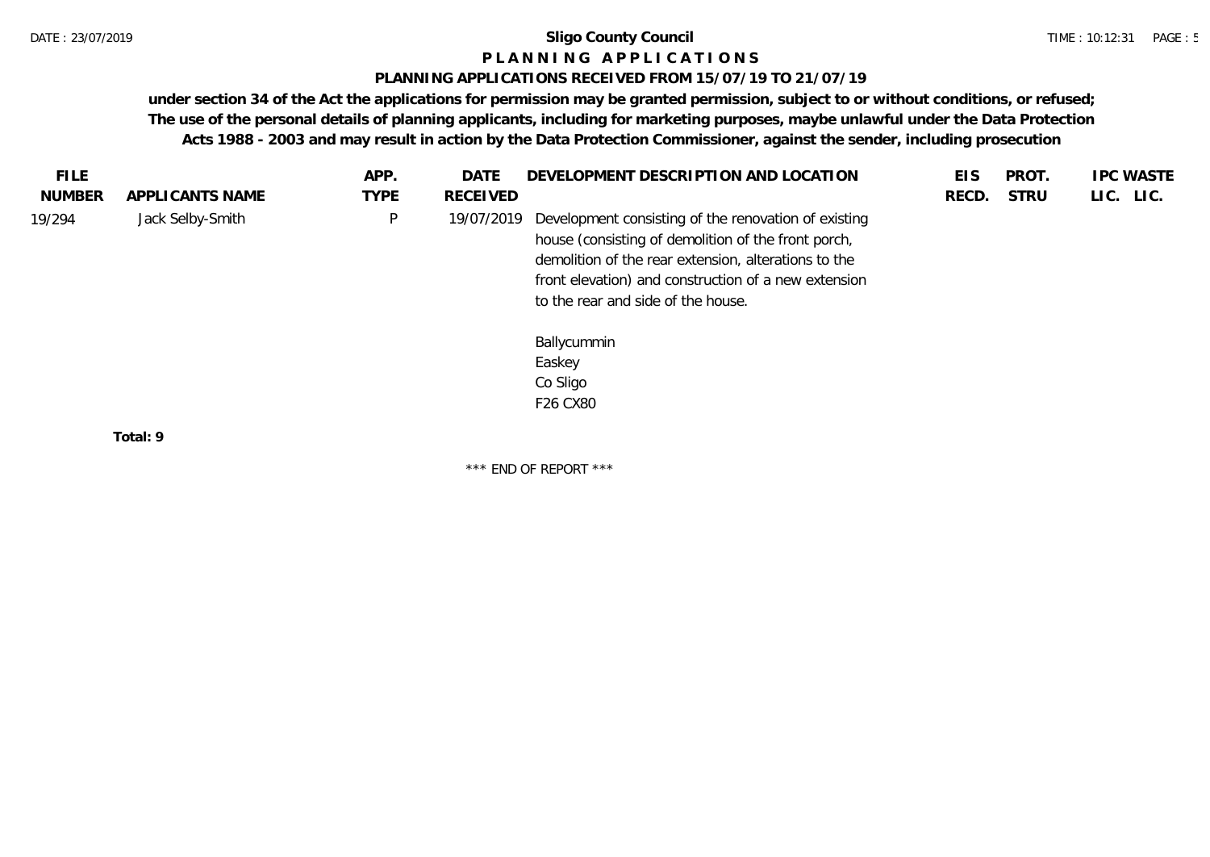# Sligo County Council

## P L A N N I N G   A P P L I C A T I O N S

### PLANNING APPLICATIONS RECEIVED FROM 15/07/19 TO 21/07/19

**under section 34 of the Act the applications for permission may be granted permission, subject to or without conditions, or refused; The use of the personal details of planning applicants, including for marketing purposes, maybe unlawful under the Data Protection Acts 1988 - 2003 and may result in action by the Data Protection Commissioner, against the sender, including prosecution**

| FILE NUMBER | APPLICANTS NAME | APP. TYPE | DATE RECEIVED | DEVELOPMENT DESCRIPTION AND LOCATION | EIS RECD. | PROT. STRU | IPC LIC. | WASTE LIC. |
|---|---|---|---|---|---|---|---|---|
| 19/294 | Jack Selby-Smith | P | 19/07/2019 | Development consisting of the renovation of existing house (consisting of demolition of the front porch, demolition of the rear extension, alterations to the front elevation) and construction of a new extension to the rear and side of the house.<br><br>Ballycummin<br>Easkey<br>Co Sligo<br>F26 CX80 | | | | |

**Total: 9**

\*\*\* END OF REPORT \*\*\*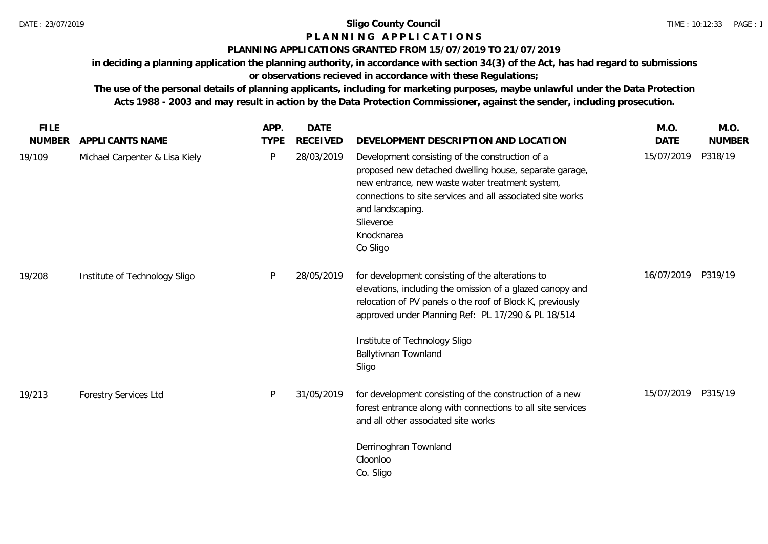**Sligo County Council**

**P L A N N I N G   A P P L I C A T I O N S**

**PLANNING APPLICATIONS GRANTED FROM 15/07/2019 TO 21/07/2019**

**in deciding a planning application the planning authority, in accordance with section 34(3) of the Act, has had regard to submissions or observations recieved in accordance with these Regulations;**

**The use of the personal details of planning applicants, including for marketing purposes, maybe unlawful under the Data Protection Acts 1988 - 2003 and may result in action by the Data Protection Commissioner, against the sender, including prosecution.**

| FILE NUMBER | APPLICANTS NAME | APP. TYPE | DATE RECEIVED | DEVELOPMENT DESCRIPTION AND LOCATION | M.O. DATE | M.O. NUMBER |
|---|---|---|---|---|---|---|
| 19/109 | Michael Carpenter & Lisa Kiely | P | 28/03/2019 | Development consisting of the construction of a proposed new detached dwelling house, separate garage, new entrance, new waste water treatment system, connections to site services and all associated site works and landscaping.<br>Slieveroe<br>Knocknarea<br>Co Sligo | 15/07/2019 | P318/19 |
| 19/208 | Institute of Technology Sligo | P | 28/05/2019 | for development consisting of the alterations to elevations, including the omission of a glazed canopy and relocation of PV panels o the roof of Block K, previously approved under Planning Ref: PL 17/290 & PL 18/514<br><br>Institute of Technology Sligo<br>Ballytivnan Townland<br>Sligo | 16/07/2019 | P319/19 |
| 19/213 | Forestry Services Ltd | P | 31/05/2019 | for development consisting of the construction of a new forest entrance along with connections to all site services and all other associated site works<br><br>Derrinoghran Townland<br>Cloonloo<br>Co. Sligo | 15/07/2019 | P315/19 |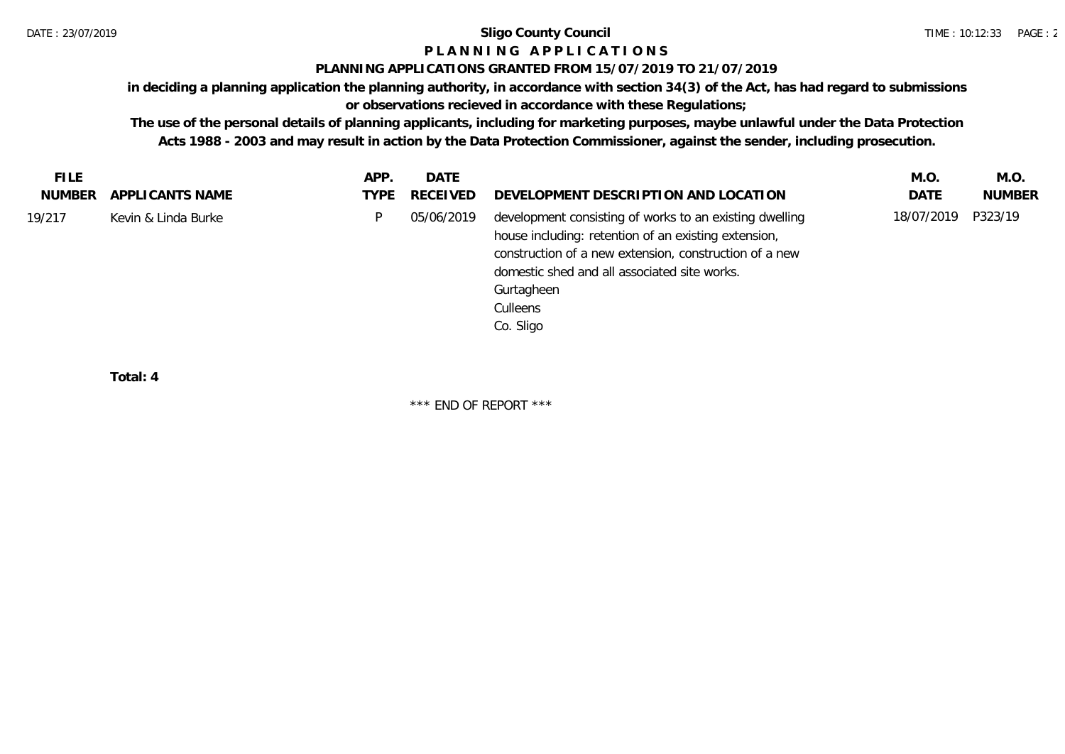**Sligo County Council**

**P L A N N I N G   A P P L I C A T I O N S**

**PLANNING APPLICATIONS GRANTED FROM 15/07/2019 TO 21/07/2019**

**in deciding a planning application the planning authority, in accordance with section 34(3) of the Act, has had regard to submissions or observations recieved in accordance with these Regulations;**

**The use of the personal details of planning applicants, including for marketing purposes, maybe unlawful under the Data Protection Acts 1988 - 2003 and may result in action by the Data Protection Commissioner, against the sender, including prosecution.**

| FILE NUMBER | APPLICANTS NAME | APP. TYPE | DATE RECEIVED | DEVELOPMENT DESCRIPTION AND LOCATION | M.O. DATE | M.O. NUMBER |
|---|---|---|---|---|---|---|
| 19/217 | Kevin & Linda Burke | P | 05/06/2019 | development consisting of works to an existing dwelling house including: retention of an existing extension, construction of a new extension, construction of a new domestic shed and all associated site works. Gurtagheen Culleens Co. Sligo | 18/07/2019 | P323/19 |

**Total: 4**

\*\*\* END OF REPORT \*\*\*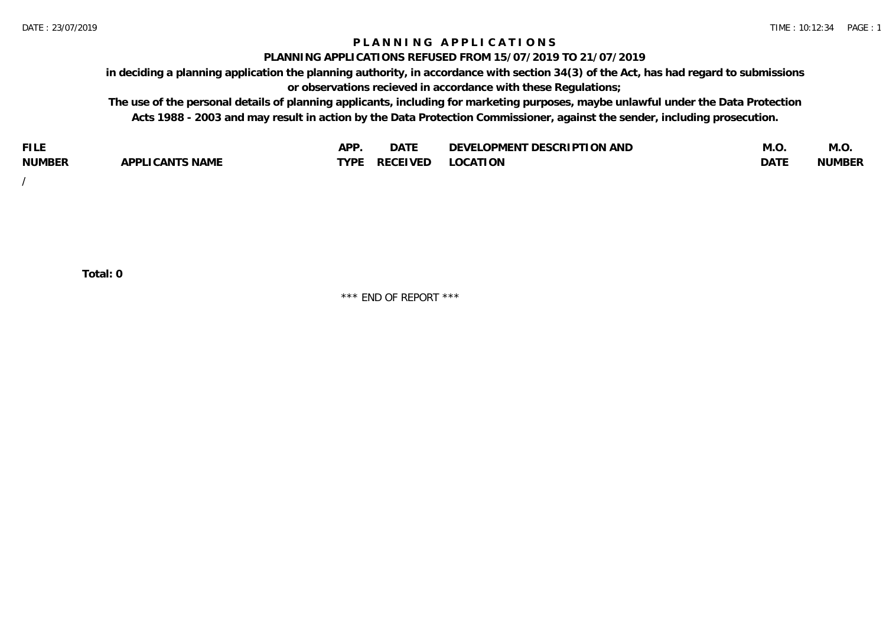# PLANNING APPLICATIONS

## PLANNING APPLICATIONS REFUSED FROM 15/07/2019 TO 21/07/2019

**in deciding a planning application the planning authority, in accordance with section 34(3) of the Act, has had regard to submissions or observations recieved in accordance with these Regulations;**

**The use of the personal details of planning applicants, including for marketing purposes, maybe unlawful under the Data Protection Acts 1988 - 2003 and may result in action by the Data Protection Commissioner, against the sender, including prosecution.**

| FILE NUMBER | APPLICANTS NAME | APP. TYPE | DATE RECEIVED | DEVELOPMENT DESCRIPTION AND LOCATION | M.O. DATE | M.O. NUMBER |
|---|---|---|---|---|---|---|
| / | | | | | | |

**Total: 0**

\*\*\* END OF REPORT \*\*\*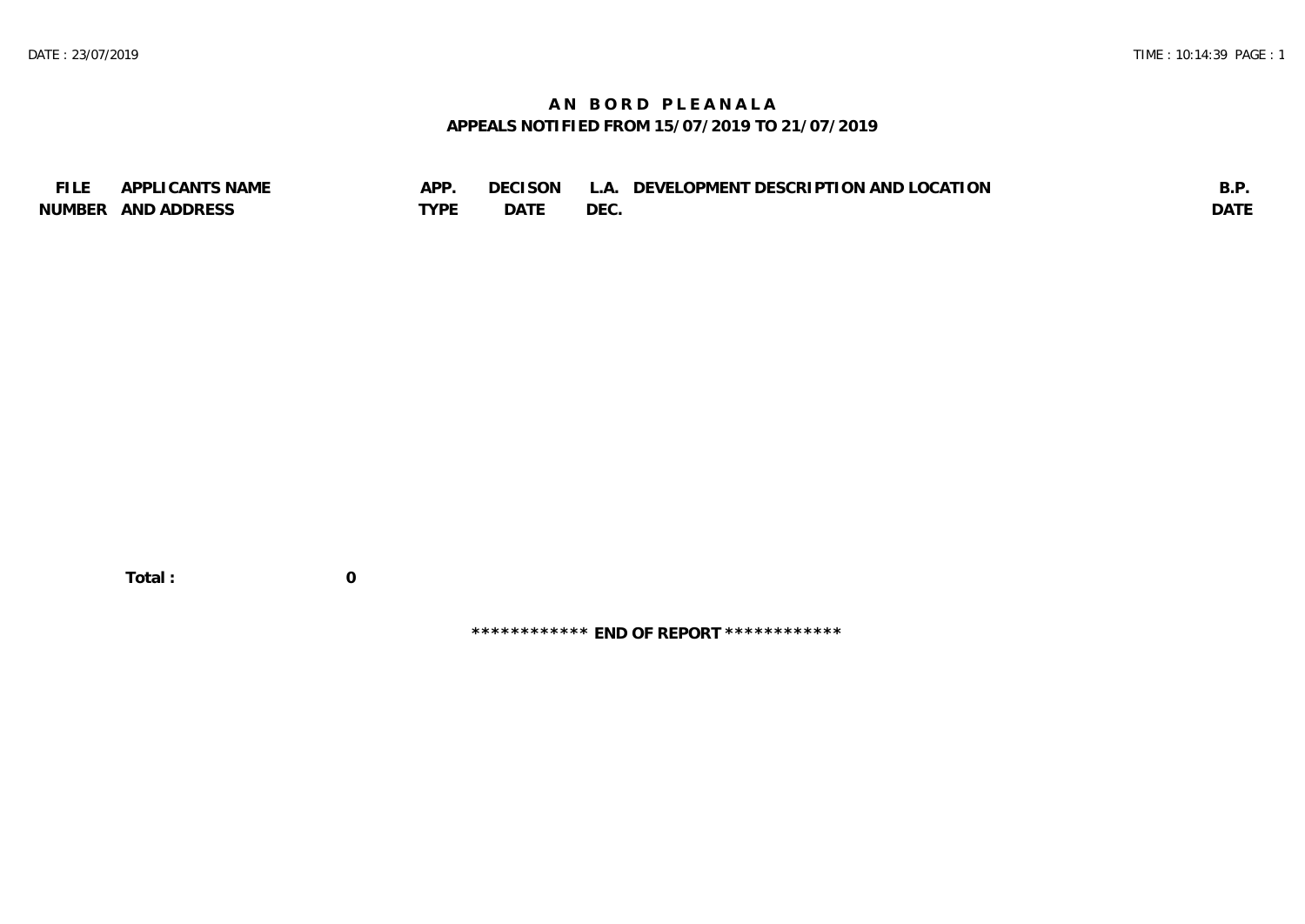# A N B O R D P L E A N A L A

## APPEALS NOTIFIED FROM 15/07/2019 TO 21/07/2019

| FILE NUMBER | APPLICANTS NAME AND ADDRESS | APP. TYPE | DECISON DATE | L.A. DEC. | DEVELOPMENT DESCRIPTION AND LOCATION | B.P. DATE |
|---|---|---|---|---|---|---|

**Total :** **0**

**\*\*\*\*\*\*\*\*\*\*\*\* END OF REPORT \*\*\*\*\*\*\*\*\*\*\*\***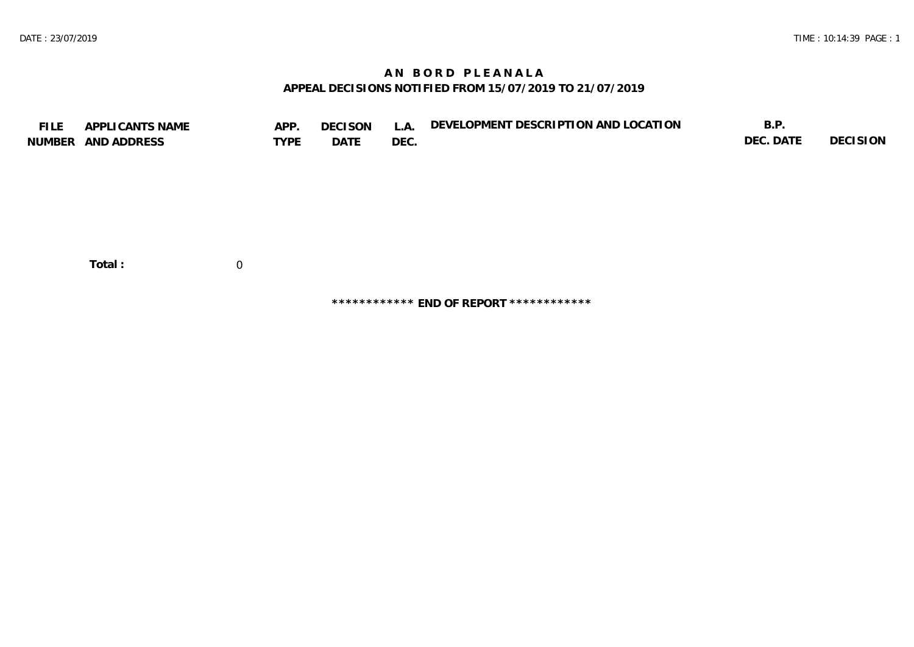# AN BORD PLEANALA

## APPEAL DECISIONS NOTIFIED FROM 15/07/2019 TO 21/07/2019

| FILE NUMBER | APPLICANTS NAME AND ADDRESS | APP. TYPE | DECISON DATE | L.A. DEC. | DEVELOPMENT DESCRIPTION AND LOCATION | B.P. DEC. DATE | DECISION |
|---|---|---|---|---|---|---|---|

**Total :** 0

************ **END OF REPORT** ************